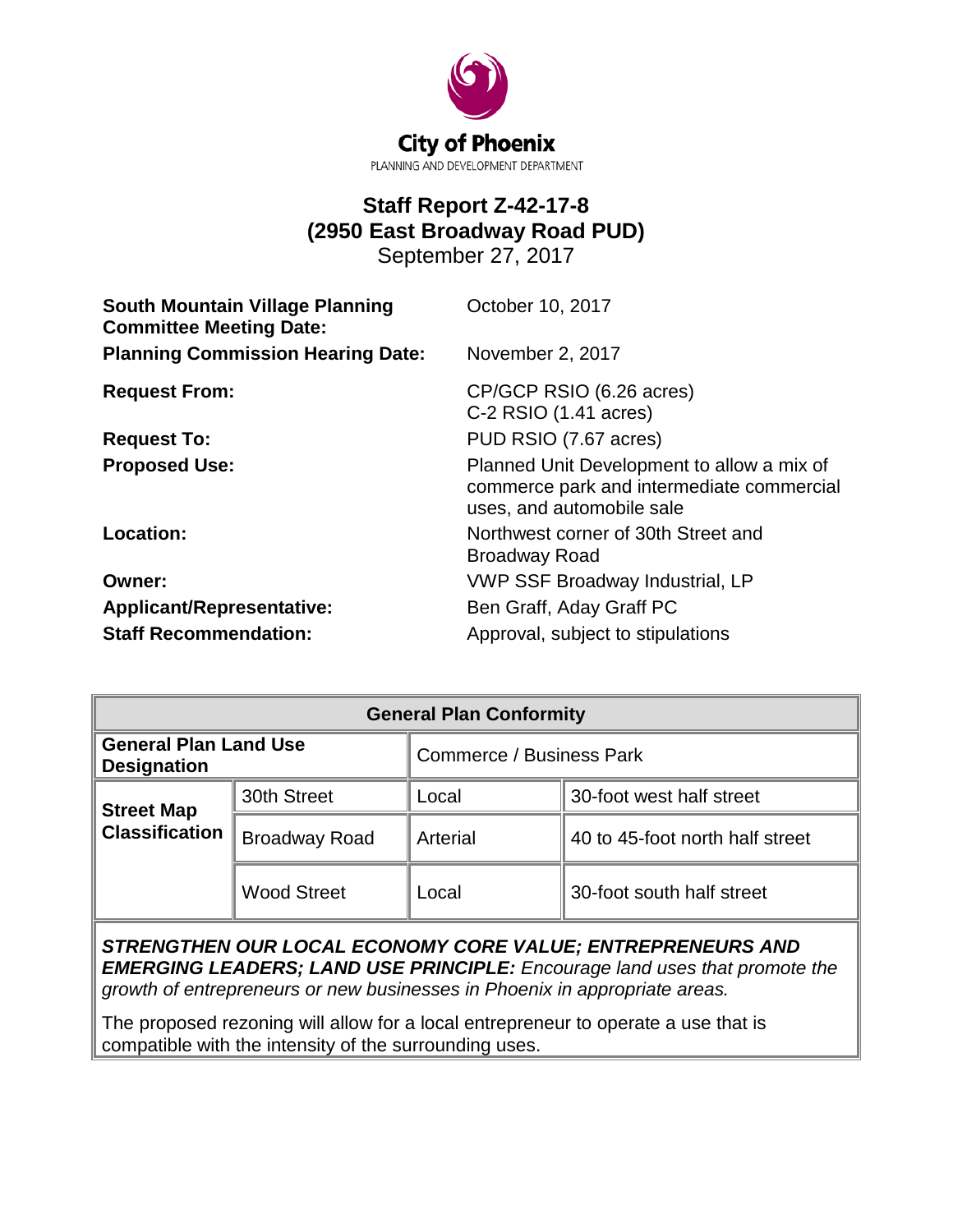City of Phoenix

PLANNING AND DEVELOPMENT DEPARTMENT

# Staff Report Z-42-17-8
# (2950 East Broadway Road PUD)

September 27, 2017

| | |
|---|---|
| **South Mountain Village Planning Committee Meeting Date:** | October 10, 2017 |
| **Planning Commission Hearing Date:** | November 2, 2017 |
| **Request From:** | CP/GCP RSIO (6.26 acres)<br>C-2 RSIO (1.41 acres) |
| **Request To:** | PUD RSIO (7.67 acres) |
| **Proposed Use:** | Planned Unit Development to allow a mix of commerce park and intermediate commercial uses, and automobile sale |
| **Location:** | Northwest corner of 30th Street and Broadway Road |
| **Owner:** | VWP SSF Broadway Industrial, LP |
| **Applicant/Representative:** | Ben Graff, Aday Graff PC |
| **Staff Recommendation:** | Approval, subject to stipulations |

| General Plan Conformity | | | |
|---|---|---|---|
| **General Plan Land Use Designation** | Commerce / Business Park | | |
| **Street Map Classification** | 30th Street | Local | 30-foot west half street |
| | Broadway Road | Arterial | 40 to 45-foot north half street |
| | Wood Street | Local | 30-foot south half street |

***STRENGTHEN OUR LOCAL ECONOMY CORE VALUE; ENTREPRENEURS AND EMERGING LEADERS; LAND USE PRINCIPLE:*** *Encourage land uses that promote the growth of entrepreneurs or new businesses in Phoenix in appropriate areas.*

The proposed rezoning will allow for a local entrepreneur to operate a use that is compatible with the intensity of the surrounding uses.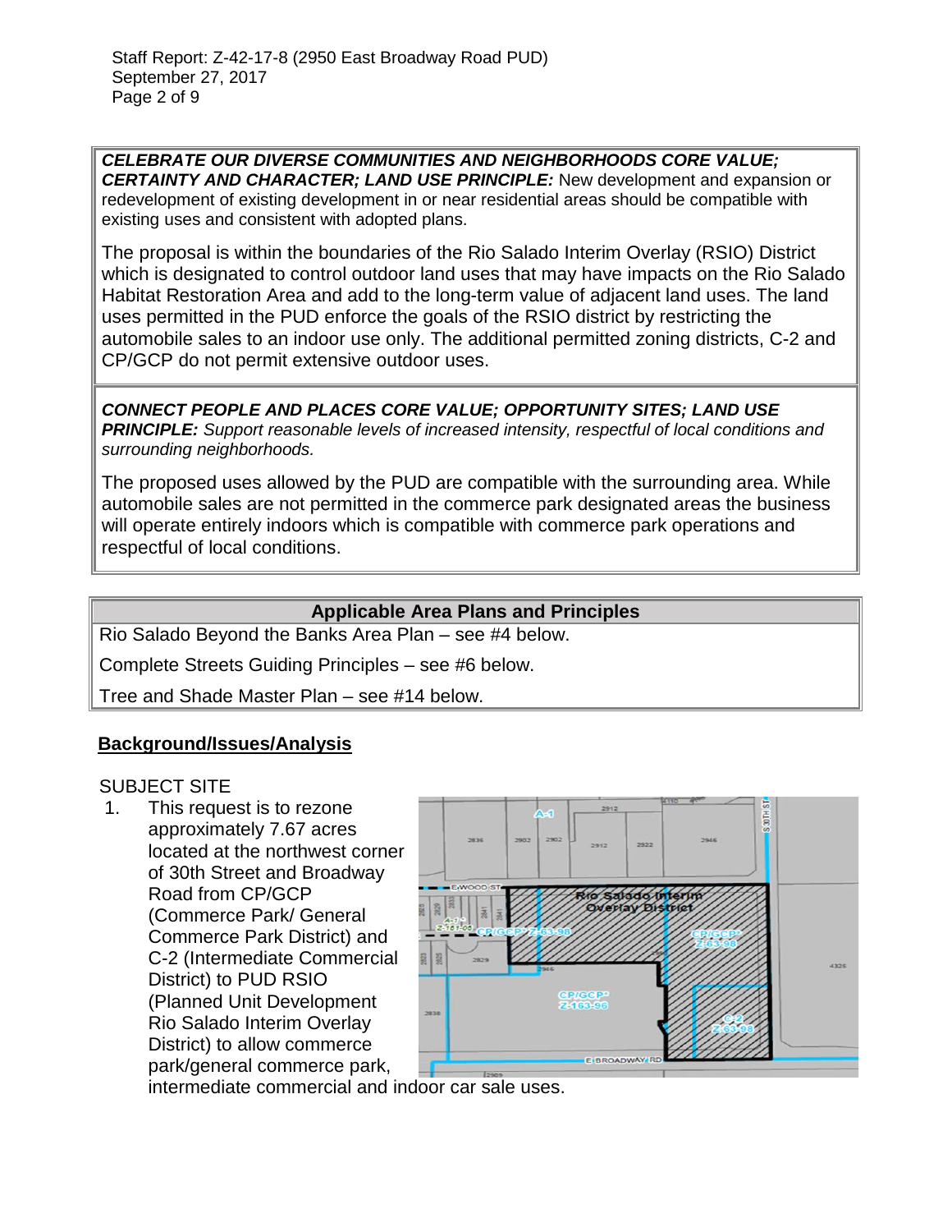***CELEBRATE OUR DIVERSE COMMUNITIES AND NEIGHBORHOODS CORE VALUE; CERTAINTY AND CHARACTER; LAND USE PRINCIPLE:*** New development and expansion or redevelopment of existing development in or near residential areas should be compatible with existing uses and consistent with adopted plans.

The proposal is within the boundaries of the Rio Salado Interim Overlay (RSIO) District which is designated to control outdoor land uses that may have impacts on the Rio Salado Habitat Restoration Area and add to the long-term value of adjacent land uses. The land uses permitted in the PUD enforce the goals of the RSIO district by restricting the automobile sales to an indoor use only. The additional permitted zoning districts, C-2 and CP/GCP do not permit extensive outdoor uses.

***CONNECT PEOPLE AND PLACES CORE VALUE; OPPORTUNITY SITES; LAND USE PRINCIPLE:*** *Support reasonable levels of increased intensity, respectful of local conditions and surrounding neighborhoods.*

The proposed uses allowed by the PUD are compatible with the surrounding area. While automobile sales are not permitted in the commerce park designated areas the business will operate entirely indoors which is compatible with commerce park operations and respectful of local conditions.

| Applicable Area Plans and Principles |
| --- |
| Rio Salado Beyond the Banks Area Plan – see #4 below. |
| Complete Streets Guiding Principles – see #6 below. |
| Tree and Shade Master Plan – see #14 below. |

## Background/Issues/Analysis

SUBJECT SITE

1. This request is to rezone approximately 7.67 acres located at the northwest corner of 30th Street and Broadway Road from CP/GCP (Commerce Park/ General Commerce Park District) and C-2 (Intermediate Commercial District) to PUD RSIO (Planned Unit Development Rio Salado Interim Overlay District) to allow commerce park/general commerce park, intermediate commercial and indoor car sale uses.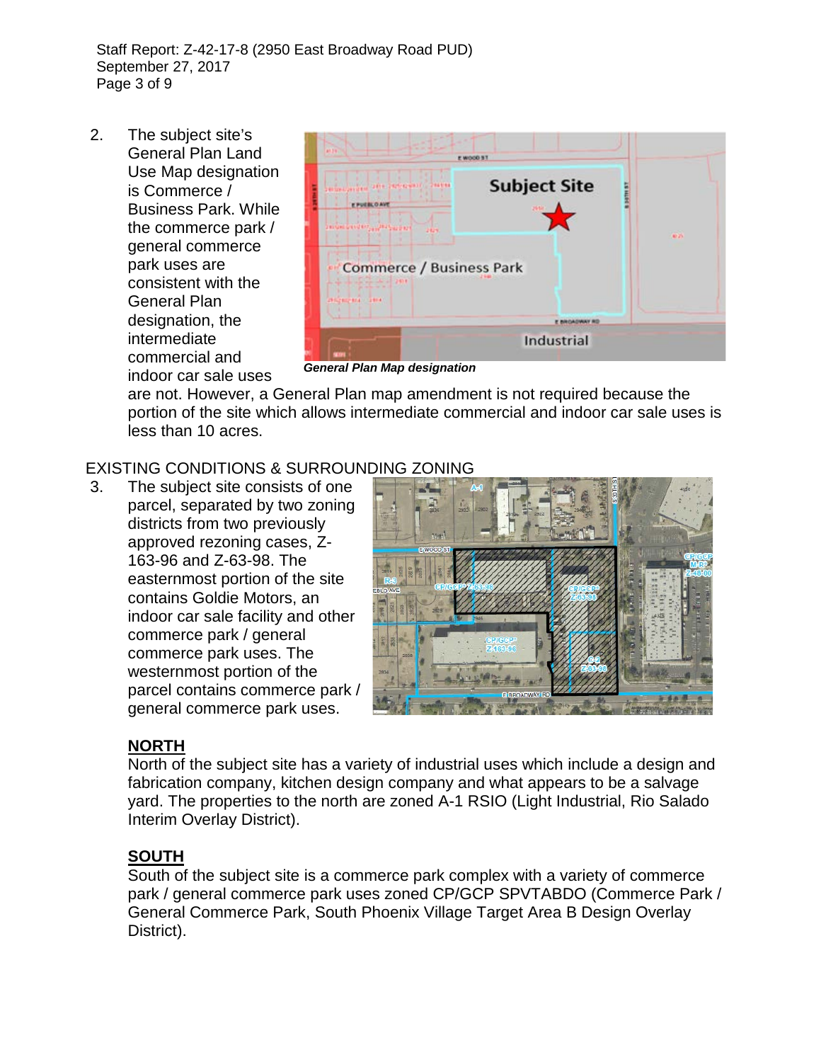2. The subject site's General Plan Land Use Map designation is Commerce / Business Park. While the commerce park / general commerce park uses are consistent with the General Plan designation, the intermediate commercial and indoor car sale uses are not. However, a General Plan map amendment is not required because the portion of the site which allows intermediate commercial and indoor car sale uses is less than 10 acres.

***General Plan Map designation***

EXISTING CONDITIONS & SURROUNDING ZONING

3. The subject site consists of one parcel, separated by two zoning districts from two previously approved rezoning cases, Z-163-96 and Z-63-98. The easternmost portion of the site contains Goldie Motors, an indoor car sale facility and other commerce park / general commerce park uses. The westernmost portion of the parcel contains commerce park / general commerce park uses.

**NORTH**

North of the subject site has a variety of industrial uses which include a design and fabrication company, kitchen design company and what appears to be a salvage yard. The properties to the north are zoned A-1 RSIO (Light Industrial, Rio Salado Interim Overlay District).

**SOUTH**

South of the subject site is a commerce park complex with a variety of commerce park / general commerce park uses zoned CP/GCP SPVTABDO (Commerce Park / General Commerce Park, South Phoenix Village Target Area B Design Overlay District).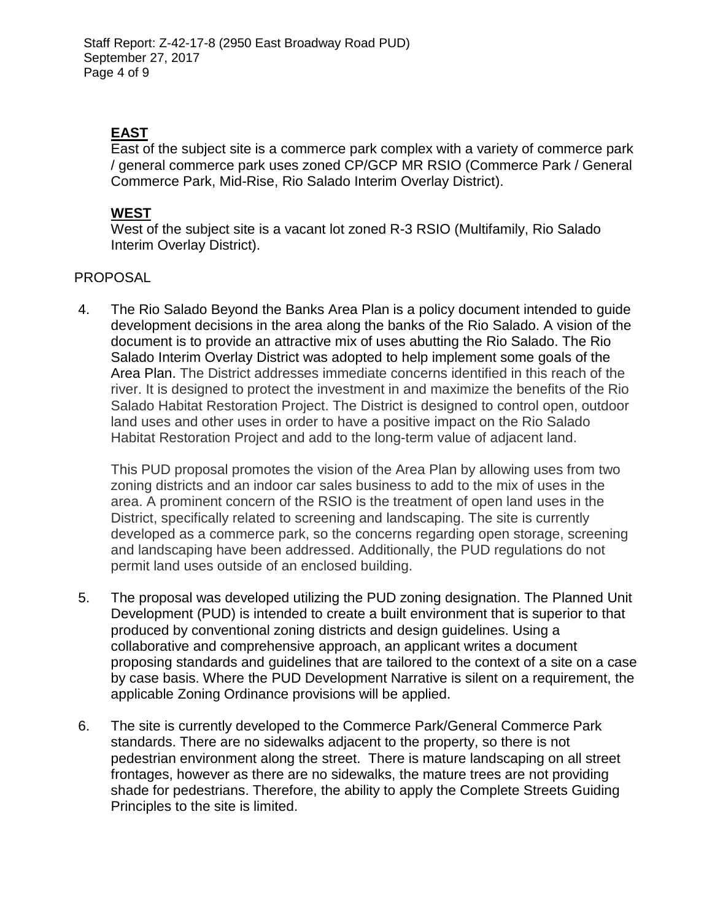**EAST**

East of the subject site is a commerce park complex with a variety of commerce park / general commerce park uses zoned CP/GCP MR RSIO (Commerce Park / General Commerce Park, Mid-Rise, Rio Salado Interim Overlay District).

**WEST**

West of the subject site is a vacant lot zoned R-3 RSIO (Multifamily, Rio Salado Interim Overlay District).

PROPOSAL

4. The Rio Salado Beyond the Banks Area Plan is a policy document intended to guide development decisions in the area along the banks of the Rio Salado. A vision of the document is to provide an attractive mix of uses abutting the Rio Salado. The Rio Salado Interim Overlay District was adopted to help implement some goals of the Area Plan. The District addresses immediate concerns identified in this reach of the river. It is designed to protect the investment in and maximize the benefits of the Rio Salado Habitat Restoration Project. The District is designed to control open, outdoor land uses and other uses in order to have a positive impact on the Rio Salado Habitat Restoration Project and add to the long-term value of adjacent land.

   This PUD proposal promotes the vision of the Area Plan by allowing uses from two zoning districts and an indoor car sales business to add to the mix of uses in the area. A prominent concern of the RSIO is the treatment of open land uses in the District, specifically related to screening and landscaping. The site is currently developed as a commerce park, so the concerns regarding open storage, screening and landscaping have been addressed. Additionally, the PUD regulations do not permit land uses outside of an enclosed building.

5. The proposal was developed utilizing the PUD zoning designation. The Planned Unit Development (PUD) is intended to create a built environment that is superior to that produced by conventional zoning districts and design guidelines. Using a collaborative and comprehensive approach, an applicant writes a document proposing standards and guidelines that are tailored to the context of a site on a case by case basis. Where the PUD Development Narrative is silent on a requirement, the applicable Zoning Ordinance provisions will be applied.

6. The site is currently developed to the Commerce Park/General Commerce Park standards. There are no sidewalks adjacent to the property, so there is not pedestrian environment along the street. There is mature landscaping on all street frontages, however as there are no sidewalks, the mature trees are not providing shade for pedestrians. Therefore, the ability to apply the Complete Streets Guiding Principles to the site is limited.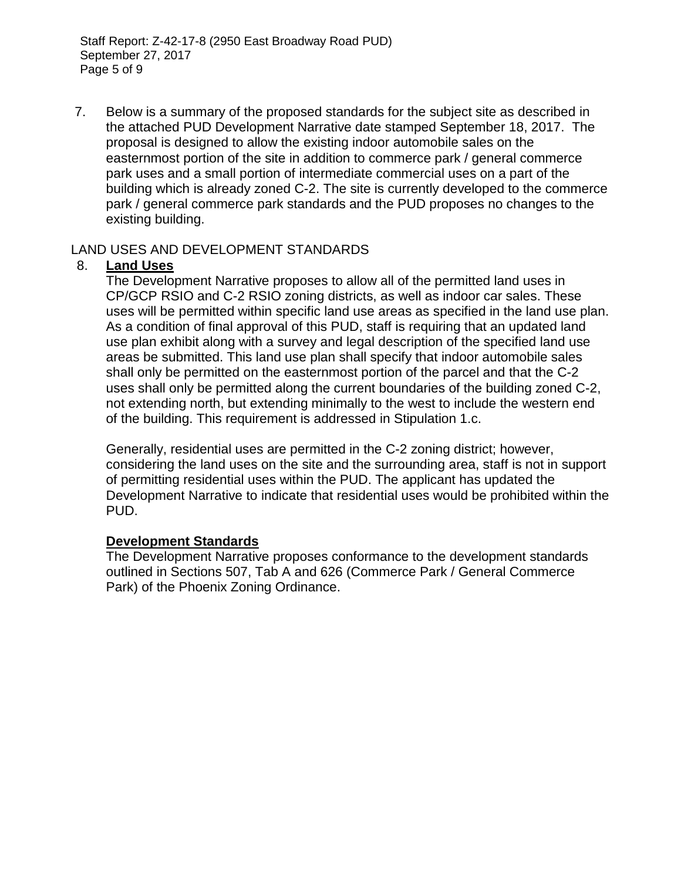7. Below is a summary of the proposed standards for the subject site as described in the attached PUD Development Narrative date stamped September 18, 2017. The proposal is designed to allow the existing indoor automobile sales on the easternmost portion of the site in addition to commerce park / general commerce park uses and a small portion of intermediate commercial uses on a part of the building which is already zoned C-2. The site is currently developed to the commerce park / general commerce park standards and the PUD proposes no changes to the existing building.

LAND USES AND DEVELOPMENT STANDARDS

8. **Land Uses**

   The Development Narrative proposes to allow all of the permitted land uses in CP/GCP RSIO and C-2 RSIO zoning districts, as well as indoor car sales. These uses will be permitted within specific land use areas as specified in the land use plan. As a condition of final approval of this PUD, staff is requiring that an updated land use plan exhibit along with a survey and legal description of the specified land use areas be submitted. This land use plan shall specify that indoor automobile sales shall only be permitted on the easternmost portion of the parcel and that the C-2 uses shall only be permitted along the current boundaries of the building zoned C-2, not extending north, but extending minimally to the west to include the western end of the building. This requirement is addressed in Stipulation 1.c.

   Generally, residential uses are permitted in the C-2 zoning district; however, considering the land uses on the site and the surrounding area, staff is not in support of permitting residential uses within the PUD. The applicant has updated the Development Narrative to indicate that residential uses would be prohibited within the PUD.

   **Development Standards**

   The Development Narrative proposes conformance to the development standards outlined in Sections 507, Tab A and 626 (Commerce Park / General Commerce Park) of the Phoenix Zoning Ordinance.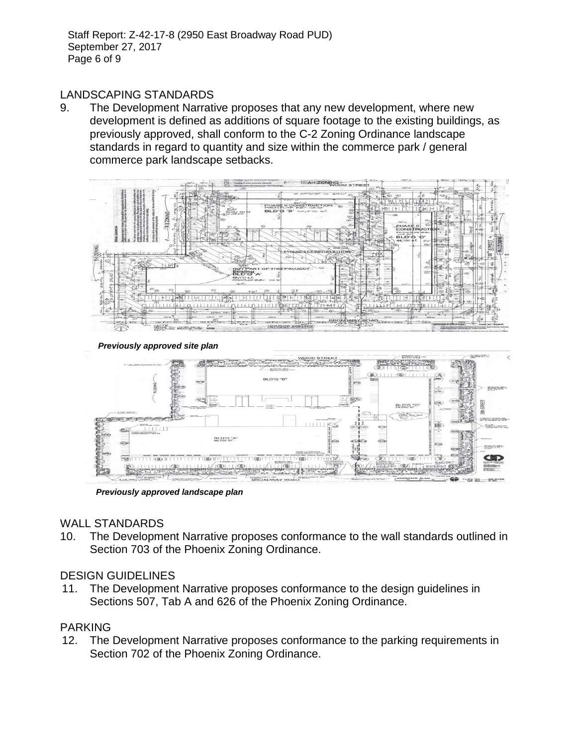## LANDSCAPING STANDARDS

9. The Development Narrative proposes that any new development, where new development is defined as additions of square footage to the existing buildings, as previously approved, shall conform to the C-2 Zoning Ordinance landscape standards in regard to quantity and size within the commerce park / general commerce park landscape setbacks.

***Previously approved site plan***

***Previously approved landscape plan***

## WALL STANDARDS

10. The Development Narrative proposes conformance to the wall standards outlined in Section 703 of the Phoenix Zoning Ordinance.

## DESIGN GUIDELINES

11. The Development Narrative proposes conformance to the design guidelines in Sections 507, Tab A and 626 of the Phoenix Zoning Ordinance.

## PARKING

12. The Development Narrative proposes conformance to the parking requirements in Section 702 of the Phoenix Zoning Ordinance.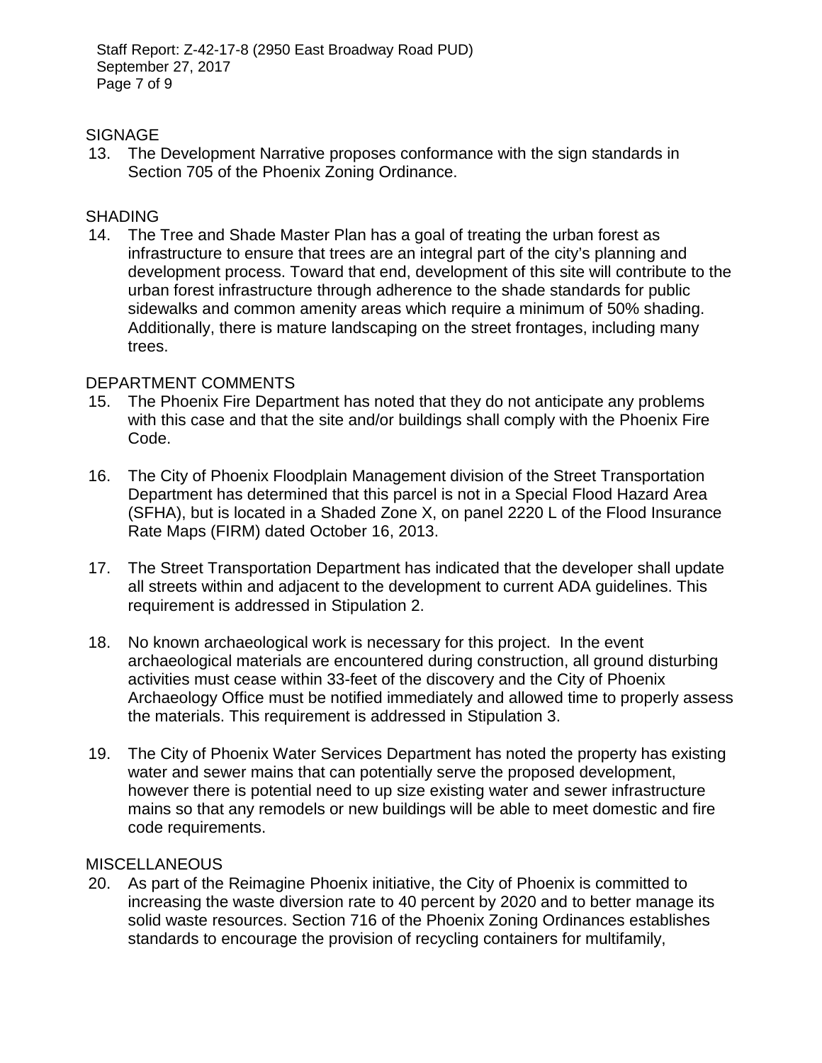SIGNAGE

13. The Development Narrative proposes conformance with the sign standards in Section 705 of the Phoenix Zoning Ordinance.

SHADING

14. The Tree and Shade Master Plan has a goal of treating the urban forest as infrastructure to ensure that trees are an integral part of the city's planning and development process. Toward that end, development of this site will contribute to the urban forest infrastructure through adherence to the shade standards for public sidewalks and common amenity areas which require a minimum of 50% shading. Additionally, there is mature landscaping on the street frontages, including many trees.

DEPARTMENT COMMENTS

15. The Phoenix Fire Department has noted that they do not anticipate any problems with this case and that the site and/or buildings shall comply with the Phoenix Fire Code.

16. The City of Phoenix Floodplain Management division of the Street Transportation Department has determined that this parcel is not in a Special Flood Hazard Area (SFHA), but is located in a Shaded Zone X, on panel 2220 L of the Flood Insurance Rate Maps (FIRM) dated October 16, 2013.

17. The Street Transportation Department has indicated that the developer shall update all streets within and adjacent to the development to current ADA guidelines. This requirement is addressed in Stipulation 2.

18. No known archaeological work is necessary for this project. In the event archaeological materials are encountered during construction, all ground disturbing activities must cease within 33-feet of the discovery and the City of Phoenix Archaeology Office must be notified immediately and allowed time to properly assess the materials. This requirement is addressed in Stipulation 3.

19. The City of Phoenix Water Services Department has noted the property has existing water and sewer mains that can potentially serve the proposed development, however there is potential need to up size existing water and sewer infrastructure mains so that any remodels or new buildings will be able to meet domestic and fire code requirements.

MISCELLANEOUS

20. As part of the Reimagine Phoenix initiative, the City of Phoenix is committed to increasing the waste diversion rate to 40 percent by 2020 and to better manage its solid waste resources. Section 716 of the Phoenix Zoning Ordinances establishes standards to encourage the provision of recycling containers for multifamily,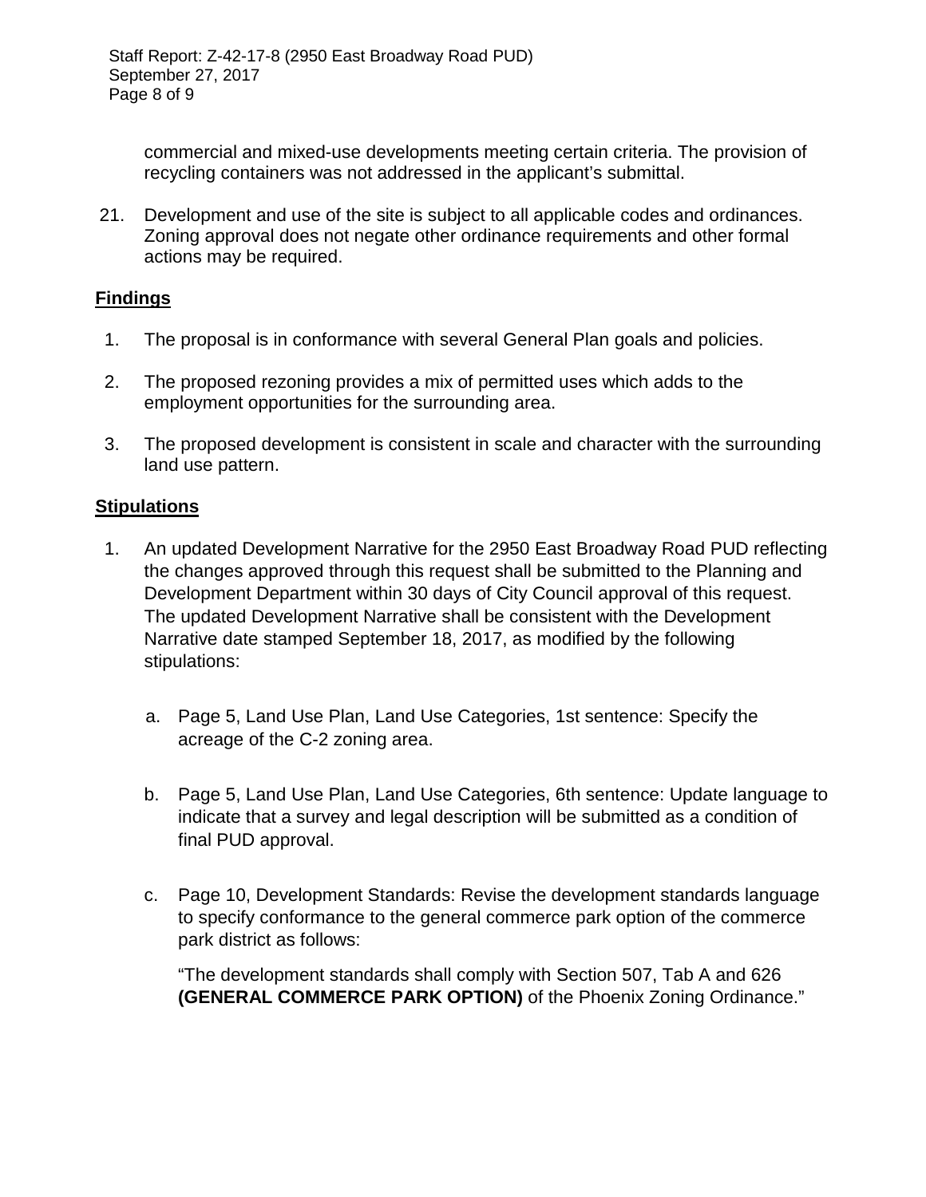commercial and mixed-use developments meeting certain criteria. The provision of recycling containers was not addressed in the applicant's submittal.

21. Development and use of the site is subject to all applicable codes and ordinances. Zoning approval does not negate other ordinance requirements and other formal actions may be required.

## Findings

1. The proposal is in conformance with several General Plan goals and policies.

2. The proposed rezoning provides a mix of permitted uses which adds to the employment opportunities for the surrounding area.

3. The proposed development is consistent in scale and character with the surrounding land use pattern.

## Stipulations

1. An updated Development Narrative for the 2950 East Broadway Road PUD reflecting the changes approved through this request shall be submitted to the Planning and Development Department within 30 days of City Council approval of this request. The updated Development Narrative shall be consistent with the Development Narrative date stamped September 18, 2017, as modified by the following stipulations:

   a. Page 5, Land Use Plan, Land Use Categories, 1st sentence: Specify the acreage of the C-2 zoning area.

   b. Page 5, Land Use Plan, Land Use Categories, 6th sentence: Update language to indicate that a survey and legal description will be submitted as a condition of final PUD approval.

   c. Page 10, Development Standards: Revise the development standards language to specify conformance to the general commerce park option of the commerce park district as follows:

      "The development standards shall comply with Section 507, Tab A and 626 **(GENERAL COMMERCE PARK OPTION)** of the Phoenix Zoning Ordinance."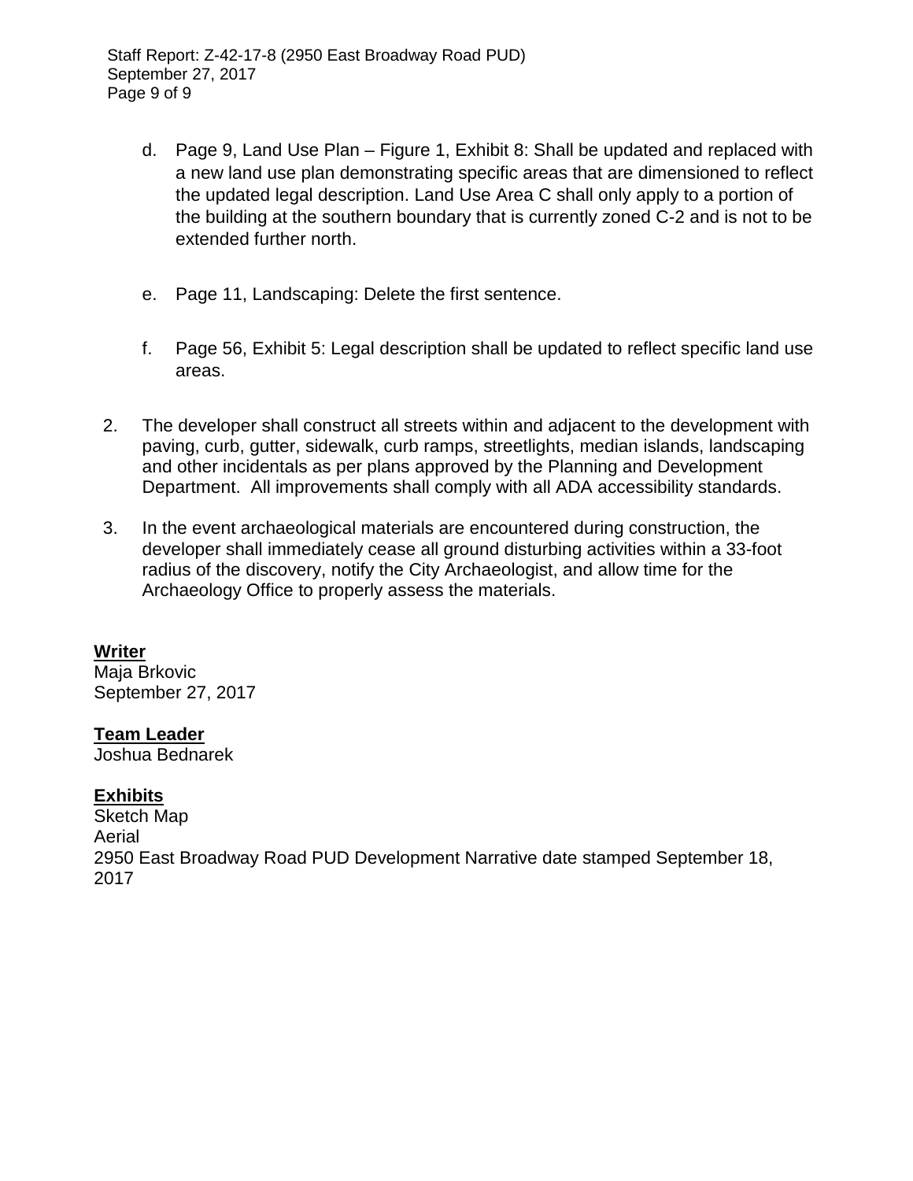d. Page 9, Land Use Plan – Figure 1, Exhibit 8: Shall be updated and replaced with a new land use plan demonstrating specific areas that are dimensioned to reflect the updated legal description. Land Use Area C shall only apply to a portion of the building at the southern boundary that is currently zoned C-2 and is not to be extended further north.

e. Page 11, Landscaping: Delete the first sentence.

f. Page 56, Exhibit 5: Legal description shall be updated to reflect specific land use areas.

2. The developer shall construct all streets within and adjacent to the development with paving, curb, gutter, sidewalk, curb ramps, streetlights, median islands, landscaping and other incidentals as per plans approved by the Planning and Development Department. All improvements shall comply with all ADA accessibility standards.

3. In the event archaeological materials are encountered during construction, the developer shall immediately cease all ground disturbing activities within a 33-foot radius of the discovery, notify the City Archaeologist, and allow time for the Archaeology Office to properly assess the materials.

**Writer**
Maja Brkovic
September 27, 2017

**Team Leader**
Joshua Bednarek

**Exhibits**
Sketch Map
Aerial
2950 East Broadway Road PUD Development Narrative date stamped September 18, 2017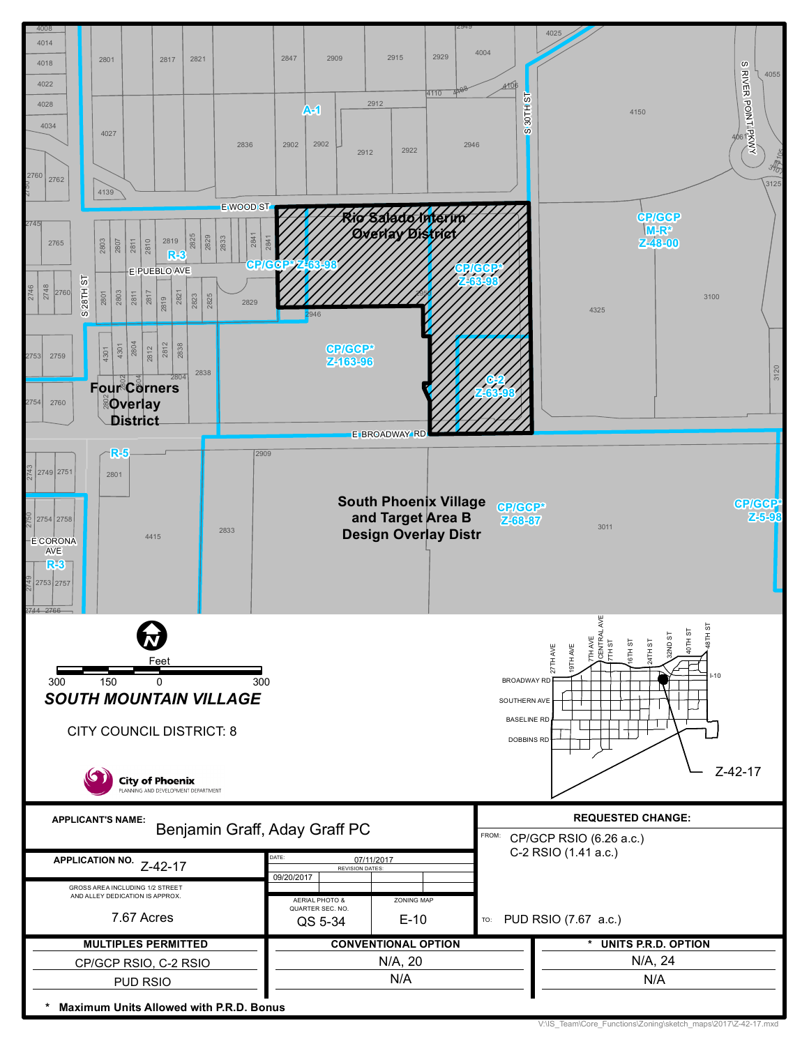Rio Salado Interim Overlay District

CP/GCP* Z-63-98

CP/GCP* Z-63-98

CP/GCP* Z-163-96

C-2 Z-63-98

CP/GCP M-R* Z-48-00

A-1

R-3

R-5

R-3

Four Corners Overlay District

South Phoenix Village and Target Area B Design Overlay Distr

CP/GCP* Z-68-87

CP/GCP* Z-5-98

E WOOD ST

E PUEBLO AVE

S 28TH ST

E BROADWAY RD

S 30TH ST

S RIVER POINT PKWY

E CORONA AVE

Feet

300 150 0 300

***SOUTH MOUNTAIN VILLAGE***

CITY COUNCIL DISTRICT: 8

City of Phoenix
PLANNING AND DEVELOPMENT DEPARTMENT

Z-42-17

| APPLICANT'S NAME: Benjamin Graff, Aday Graff PC | | | REQUESTED CHANGE: |
|---|---|---|---|
| APPLICATION NO. Z-42-17 | DATE: 07/11/2017<br>REVISION DATES: 09/20/2017 | | FROM: CP/GCP RSIO (6.26 a.c.)<br>C-2 RSIO (1.41 a.c.) |
| GROSS AREA INCLUDING 1/2 STREET AND ALLEY DEDICATION IS APPROX.<br>7.67 Acres | AERIAL PHOTO & QUARTER SEC. NO.<br>QS 5-34 | ZONING MAP<br>E-10 | TO: PUD RSIO (7.67 a.c.) |

| MULTIPLES PERMITTED | CONVENTIONAL OPTION | * UNITS P.R.D. OPTION |
|---|---|---|
| CP/GCP RSIO, C-2 RSIO | N/A, 20 | N/A, 24 |
| PUD RSIO | N/A | N/A |

**\* Maximum Units Allowed with P.R.D. Bonus**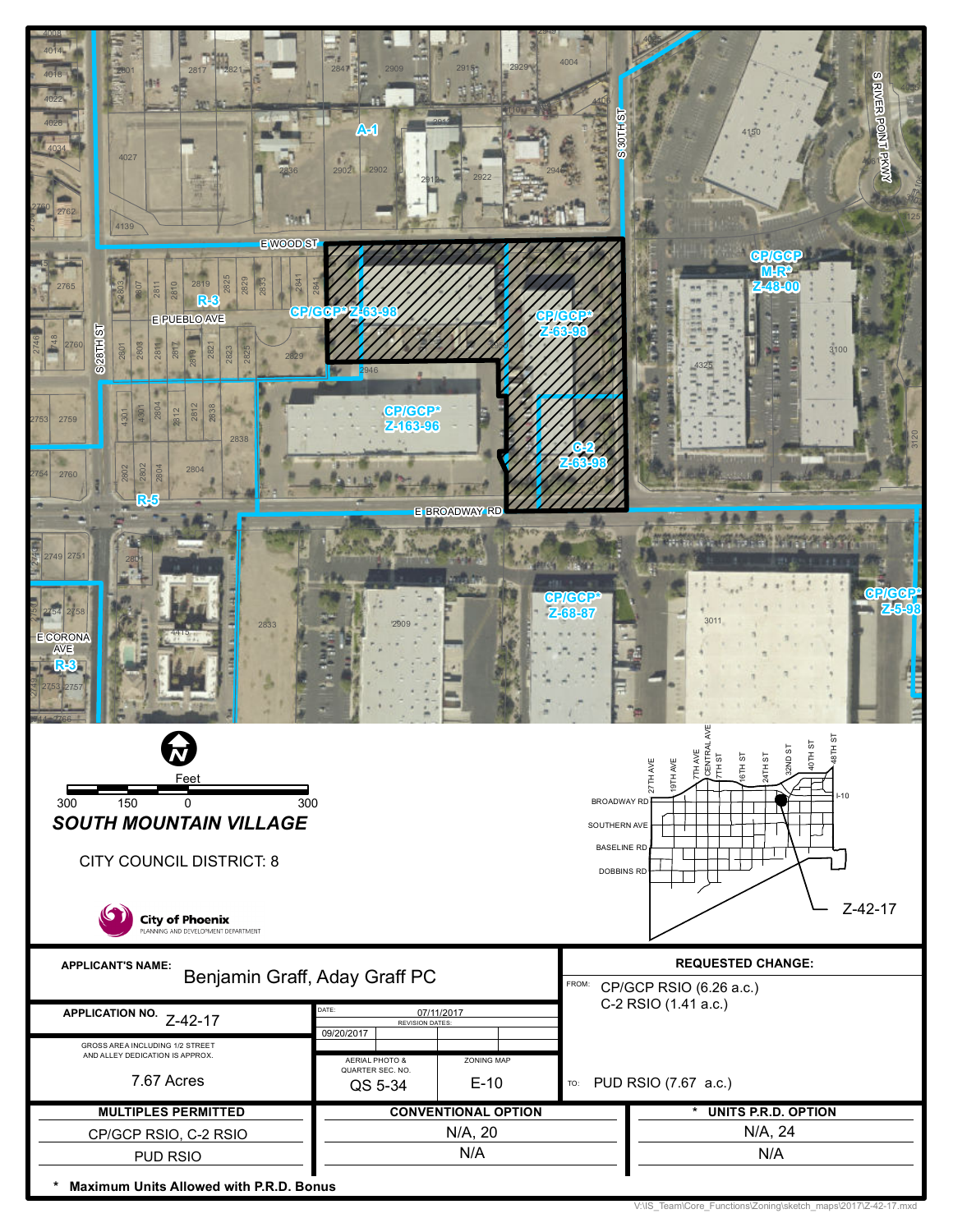SOUTH MOUNTAIN VILLAGE

CITY COUNCIL DISTRICT: 8

City of Phoenix
PLANNING AND DEVELOPMENT DEPARTMENT

| | | | |
|---|---|---|---|
| **APPLICANT'S NAME:** Benjamin Graff, Aday Graff PC | | | **REQUESTED CHANGE:** FROM: CP/GCP RSIO (6.26 a.c.) C-2 RSIO (1.41 a.c.) TO: PUD RSIO (7.67 a.c.) |
| **APPLICATION NO.** Z-42-17 | DATE: 07/11/2017 REVISION DATES: 09/20/2017 | | |
| GROSS AREA INCLUDING 1/2 STREET AND ALLEY DEDICATION IS APPROX. 7.67 Acres | AERIAL PHOTO & QUARTER SEC. NO. QS 5-34 | ZONING MAP E-10 | |

| MULTIPLES PERMITTED | CONVENTIONAL OPTION | * UNITS P.R.D. OPTION |
|---|---|---|
| CP/GCP RSIO, C-2 RSIO | N/A, 20 | N/A, 24 |
| PUD RSIO | N/A | N/A |

\* **Maximum Units Allowed with P.R.D. Bonus**

V:\IS_Team\Core_Functions\Zoning\sketch_maps\2017\Z-42-17.mxd